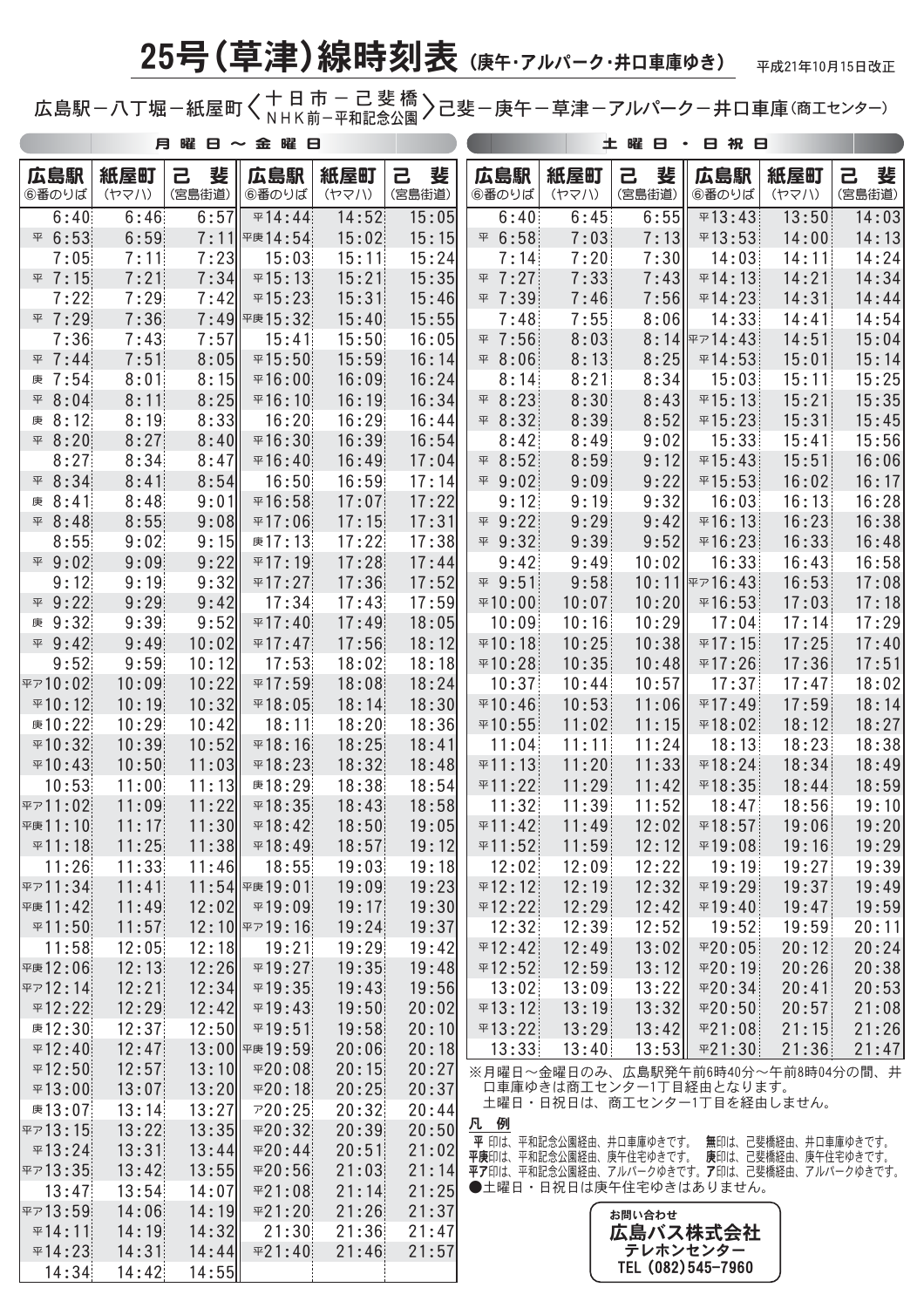# 25号（草津）線時刻表 （庚午・アルパーク・井口車庫ゆき）

平成21年10月15日改正

広島駅－八丁堀－紙屋町〈十日市－己斐橋 / NHK前－平和記念公園〉己斐－庚午－草津－アルパーク－井口車庫（商工センター）

## 月曜日～金曜日

| 広島駅 ⑥番のりば | 紙屋町（ヤマハ） | 己斐（宮島街道） | 広島駅 ⑥番のりば | 紙屋町（ヤマハ） | 己斐（宮島街道） |
|---|---|---|---|---|---|
| 6:40 | 6:46 | 6:57 | 平14:44 | 14:52 | 15:05 |
| 平 6:53 | 6:59 | 7:11 | 平庚14:54 | 15:02 | 15:15 |
| 7:05 | 7:11 | 7:23 | 15:03 | 15:11 | 15:24 |
| 平 7:15 | 7:21 | 7:34 | 平15:13 | 15:21 | 15:35 |
| 7:22 | 7:29 | 7:42 | 平15:23 | 15:31 | 15:46 |
| 平 7:29 | 7:36 | 7:49 | 平庚15:32 | 15:40 | 15:55 |
| 7:36 | 7:43 | 7:57 | 15:41 | 15:50 | 16:05 |
| 平 7:44 | 7:51 | 8:05 | 平15:50 | 15:59 | 16:14 |
| 庚 7:54 | 8:01 | 8:15 | 平16:00 | 16:09 | 16:24 |
| 平 8:04 | 8:11 | 8:25 | 平16:10 | 16:19 | 16:34 |
| 庚 8:12 | 8:19 | 8:33 | 16:20 | 16:29 | 16:44 |
| 平 8:20 | 8:27 | 8:40 | 平16:30 | 16:39 | 16:54 |
| 8:27 | 8:34 | 8:47 | 平16:40 | 16:49 | 17:04 |
| 平 8:34 | 8:41 | 8:54 | 16:50 | 16:59 | 17:14 |
| 庚 8:41 | 8:48 | 9:01 | 平16:58 | 17:07 | 17:22 |
| 平 8:48 | 8:55 | 9:08 | 平17:06 | 17:15 | 17:31 |
| 8:55 | 9:02 | 9:15 | 庚17:13 | 17:22 | 17:38 |
| 平 9:02 | 9:09 | 9:22 | 平17:19 | 17:28 | 17:44 |
| 9:12 | 9:19 | 9:32 | 平17:27 | 17:36 | 17:52 |
| 平 9:22 | 9:29 | 9:42 | 17:34 | 17:43 | 17:59 |
| 庚 9:32 | 9:39 | 9:52 | 平17:40 | 17:49 | 18:05 |
| 平 9:42 | 9:49 | 10:02 | 平17:47 | 17:56 | 18:12 |
| 9:52 | 9:59 | 10:12 | 17:53 | 18:02 | 18:18 |
| 平ア10:02 | 10:09 | 10:22 | 平17:59 | 18:08 | 18:24 |
| 平10:12 | 10:19 | 10:32 | 平18:05 | 18:14 | 18:30 |
| 庚10:22 | 10:29 | 10:42 | 18:11 | 18:20 | 18:36 |
| 平10:32 | 10:39 | 10:52 | 平18:16 | 18:25 | 18:41 |
| 平10:43 | 10:50 | 11:03 | 平18:23 | 18:32 | 18:48 |
| 10:53 | 11:00 | 11:13 | 庚18:29 | 18:38 | 18:54 |
| 平ア11:02 | 11:09 | 11:22 | 平18:35 | 18:43 | 18:58 |
| 平庚11:10 | 11:17 | 11:30 | 平18:42 | 18:50 | 19:05 |
| 平11:18 | 11:25 | 11:38 | 平18:49 | 18:57 | 19:12 |
| 11:26 | 11:33 | 11:46 | 18:55 | 19:03 | 19:18 |
| 平ア11:34 | 11:41 | 11:54 | 平庚19:01 | 19:09 | 19:23 |
| 平庚11:42 | 11:49 | 12:02 | 平19:09 | 19:17 | 19:30 |
| 平11:50 | 11:57 | 12:10 | 平ア19:16 | 19:24 | 19:37 |
| 11:58 | 12:05 | 12:18 | 19:21 | 19:29 | 19:42 |
| 平庚12:06 | 12:13 | 12:26 | 平19:27 | 19:35 | 19:48 |
| 平ア12:14 | 12:21 | 12:34 | 平19:35 | 19:43 | 19:56 |
| 平12:22 | 12:29 | 12:42 | 平19:43 | 19:50 | 20:02 |
| 庚12:30 | 12:37 | 12:50 | 平19:51 | 19:58 | 20:10 |
| 平12:40 | 12:47 | 13:00 | 平庚19:59 | 20:06 | 20:18 |
| 平12:50 | 12:57 | 13:10 | 平20:08 | 20:15 | 20:27 |
| 平13:00 | 13:07 | 13:20 | 平20:18 | 20:25 | 20:37 |
| 庚13:07 | 13:14 | 13:27 | ア20:25 | 20:32 | 20:44 |
| 平ア13:15 | 13:22 | 13:35 | 平20:32 | 20:39 | 20:50 |
| 平13:24 | 13:31 | 13:44 | 平20:44 | 20:51 | 21:02 |
| 平ア13:35 | 13:42 | 13:55 | 平20:56 | 21:03 | 21:14 |
| 13:47 | 13:54 | 14:07 | 平21:08 | 21:14 | 21:25 |
| 平ア13:59 | 14:06 | 14:19 | 平21:20 | 21:26 | 21:37 |
| 平14:11 | 14:19 | 14:32 | 21:30 | 21:36 | 21:47 |
| 平14:23 | 14:31 | 14:44 | 平21:40 | 21:46 | 21:57 |
| 14:34 | 14:42 | 14:55 | | | |

## 土曜日・日祝日

| 広島駅 ⑥番のりば | 紙屋町（ヤマハ） | 己斐（宮島街道） | 広島駅 ⑥番のりば | 紙屋町（ヤマハ） | 己斐（宮島街道） |
|---|---|---|---|---|---|
| 6:40 | 6:45 | 6:55 | 平13:43 | 13:50 | 14:03 |
| 平 6:58 | 7:03 | 7:13 | 平13:53 | 14:00 | 14:13 |
| 7:14 | 7:20 | 7:30 | 14:03 | 14:11 | 14:24 |
| 平 7:27 | 7:33 | 7:43 | 平14:13 | 14:21 | 14:34 |
| 平 7:39 | 7:46 | 7:56 | 平14:23 | 14:31 | 14:44 |
| 7:48 | 7:55 | 8:06 | 14:33 | 14:41 | 14:54 |
| 平 7:56 | 8:03 | 8:14 | 平ア14:43 | 14:51 | 15:04 |
| 平 8:06 | 8:13 | 8:25 | 平14:53 | 15:01 | 15:14 |
| 8:14 | 8:21 | 8:34 | 15:03 | 15:11 | 15:25 |
| 平 8:23 | 8:30 | 8:43 | 平15:13 | 15:21 | 15:35 |
| 平 8:32 | 8:39 | 8:52 | 平15:23 | 15:31 | 15:45 |
| 8:42 | 8:49 | 9:02 | 15:33 | 15:41 | 15:56 |
| 平 8:52 | 8:59 | 9:12 | 平15:43 | 15:51 | 16:06 |
| 平 9:02 | 9:09 | 9:22 | 平15:53 | 16:02 | 16:17 |
| 9:12 | 9:19 | 9:32 | 16:03 | 16:13 | 16:28 |
| 平 9:22 | 9:29 | 9:42 | 平16:13 | 16:23 | 16:38 |
| 平 9:32 | 9:39 | 9:52 | 平16:23 | 16:33 | 16:48 |
| 9:42 | 9:49 | 10:02 | 16:33 | 16:43 | 16:58 |
| 平 9:51 | 9:58 | 10:11 | 平ア16:43 | 16:53 | 17:08 |
| 平10:00 | 10:07 | 10:20 | 平16:53 | 17:03 | 17:18 |
| 10:09 | 10:16 | 10:29 | 17:04 | 17:14 | 17:29 |
| 平10:18 | 10:25 | 10:38 | 平17:15 | 17:25 | 17:40 |
| 平10:28 | 10:35 | 10:48 | 平17:26 | 17:36 | 17:51 |
| 10:37 | 10:44 | 10:57 | 17:37 | 17:47 | 18:02 |
| 平10:46 | 10:53 | 11:06 | 平17:49 | 17:59 | 18:14 |
| 平10:55 | 11:02 | 11:15 | 平18:02 | 18:12 | 18:27 |
| 11:04 | 11:11 | 11:24 | 18:13 | 18:23 | 18:38 |
| 平11:13 | 11:20 | 11:33 | 平18:24 | 18:34 | 18:49 |
| 平11:22 | 11:29 | 11:42 | 平18:35 | 18:44 | 18:59 |
| 11:32 | 11:39 | 11:52 | 18:47 | 18:56 | 19:10 |
| 平11:42 | 11:49 | 12:02 | 平18:57 | 19:06 | 19:20 |
| 平11:52 | 11:59 | 12:12 | 平19:08 | 19:16 | 19:28 |
| 12:02 | 12:09 | 12:22 | 19:19 | 19:27 | 19:39 |
| 平12:12 | 12:19 | 12:32 | 平19:29 | 19:37 | 19:49 |
| 平12:22 | 12:29 | 12:42 | 平19:40 | 19:47 | 19:59 |
| 12:32 | 12:39 | 12:52 | 19:52 | 19:59 | 20:11 |
| 平12:42 | 12:49 | 13:02 | 平20:05 | 20:12 | 20:24 |
| 平12:52 | 12:59 | 13:12 | 平20:19 | 20:26 | 20:38 |
| 13:02 | 13:09 | 13:22 | 平20:34 | 20:41 | 20:53 |
| 平13:12 | 13:19 | 13:32 | 平20:50 | 20:57 | 21:08 |
| 平13:22 | 13:29 | 13:42 | 平21:08 | 21:15 | 21:26 |
| 13:33 | 13:40 | 13:53 | 平21:30 | 21:36 | 21:47 |

※月曜日～金曜日のみ、広島駅発午前6時40分～午前8時04分の間、井口車庫ゆきは商工センター1丁目経由となります。
　土曜日・日祝日は、商工センター1丁目を経由しません。

**凡　例**

**平**印は、平和記念公園経由、井口車庫ゆきです。　**無**印は、己斐橋経由、井口車庫ゆきです。
**平庚**印は、平和記念公園経由、庚午住宅ゆきです。　**庚**印は、己斐橋経由、庚午住宅ゆきです。
**平ア**印は、平和記念公園経由、アルパークゆきです。**ア**印は、己斐橋経由、アルパークゆきです。
●土曜日・日祝日は庚午住宅ゆきはありません。

お問い合わせ
**広島バス株式会社**
**テレホンセンター**
**TEL (082) 545-7960**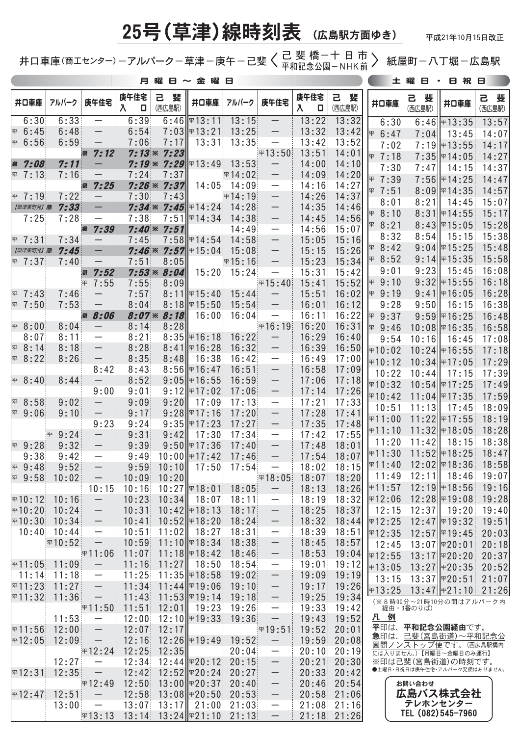# 25号（草津）線時刻表 （広島駅方面ゆき）

平成21年10月15日改正

井口車庫(商工センター)－アルパーク－草津－庚午－己斐〈己斐橋－十日市 / 平和記念公園－NHK前〉紙屋町－八丁堀－広島駅

## 月曜日～金曜日

| 井口車庫 | アルパーク | 庚午住宅 | 庚午住宅入口 | 己斐(西広島駅) | 井口車庫 | アルパーク | 庚午住宅 | 庚午住宅入口 | 己斐(西広島駅) |
|---|---|---|---|---|---|---|---|---|---|
| 6:30 | 6:33 | — | 6:39 | 6:46 | 平13:11 | 13:15 | — | 13:22 | 13:32 |
| 平 6:45 | 6:48 | — | 6:54 | 7:03 | 平13:21 | 13:25 | — | 13:32 | 13:42 |
| 平 6:56 | 6:59 | — | 7:06 | 7:17 | 13:31 | 13:35 | — | 13:42 | 13:52 |
| | | 急 7:12 | 7:13 | ※ 7:23 | | | 平13:50 | 13:51 | 14:01 |
| 急 7:08 | 7:11 | — | 7:19 | ※ 7:29 | 平13:49 | 13:53 | — | 14:00 | 14:10 |
| 平 7:13 | 7:16 | — | 7:24 | 7:37 | | 平14:02 | — | 14:09 | 14:20 |
| | | 急 7:25 | 7:26 | ※ 7:37 | 14:05 | 14:09 | — | 14:16 | 14:27 |
| 平 7:19 | 7:22 | — | 7:30 | 7:43 | | 平14:19 | — | 14:26 | 14:37 |
| 【草津東町発】急 | 7:33 | — | 7:34 | ※ 7:45 | 平14:24 | 14:28 | — | 14:35 | 14:46 |
| 7:25 | 7:28 | — | 7:38 | 7:51 | 平14:34 | 14:38 | — | 14:45 | 14:56 |
| | | 急 7:39 | 7:40 | ※ 7:51 | | 14:49 | — | 14:56 | 15:07 |
| 平 7:31 | 7:34 | — | 7:45 | 7:58 | 平14:54 | 14:58 | — | 15:05 | 15:16 |
| 【草津東町発】急 | 7:45 | — | 7:46 | ※ 7:57 | 平15:04 | 15:08 | — | 15:15 | 15:26 |
| 平 7:37 | 7:40 | — | 7:51 | 8:05 | | 平15:16 | — | 15:23 | 15:34 |
| | | 急 7:52 | 7:53 | ※ 8:04 | 15:20 | 15:24 | — | 15:31 | 15:42 |
| | | 平 7:55 | 7:55 | 8:09 | | | 平15:40 | 15:41 | 15:52 |
| 平 7:43 | 7:46 | — | 7:57 | 8:11 | 平15:40 | 15:44 | — | 15:51 | 16:02 |
| 平 7:50 | 7:53 | — | 8:04 | 8:18 | 平15:50 | 15:54 | — | 16:01 | 16:12 |
| | | 急 8:06 | 8:07 | ※ 8:18 | 16:00 | 16:04 | — | 16:11 | 16:22 |
| 平 8:00 | 8:04 | — | 8:14 | 8:28 | | | 平16:19 | 16:20 | 16:31 |
| 8:07 | 8:11 | — | 8:21 | 8:35 | 平16:18 | 16:22 | — | 16:29 | 16:40 |
| 平 8:14 | 8:18 | — | 8:28 | 8:41 | 平16:28 | 16:32 | — | 16:39 | 16:50 |
| 平 8:22 | 8:26 | — | 8:35 | 8:48 | 16:38 | 16:42 | — | 16:49 | 17:00 |
| | | 8:42 | 8:43 | 8:56 | 平16:47 | 16:51 | — | 16:58 | 17:09 |
| 平 8:40 | 8:44 | — | 8:52 | 9:05 | 平16:55 | 16:59 | — | 17:06 | 17:18 |
| | | 9:00 | 9:01 | 9:12 | 平17:02 | 17:06 | — | 17:14 | 17:26 |
| 平 8:58 | 9:02 | — | 9:09 | 9:20 | 17:09 | 17:13 | — | 17:21 | 17:33 |
| 平 9:06 | 9:10 | — | 9:17 | 9:28 | 平17:16 | 17:20 | — | 17:28 | 17:41 |
| | | 9:23 | 9:24 | 9:35 | 平17:23 | 17:27 | — | 17:35 | 17:48 |
| | 平 9:24 | — | 9:31 | 9:42 | 17:30 | 17:34 | — | 17:42 | 17:55 |
| 平 9:28 | 9:32 | — | 9:39 | 9:50 | 平17:36 | 17:40 | — | 17:48 | 18:01 |
| 9:38 | 9:42 | — | 9:49 | 10:00 | 平17:42 | 17:46 | — | 17:54 | 18:07 |
| 平 9:48 | 9:52 | — | 9:59 | 10:10 | 17:50 | 17:54 | — | 18:02 | 18:15 |
| 平 9:58 | 10:02 | — | 10:09 | 10:20 | | | 平18:05 | 18:07 | 18:20 |
| | | 10:15 | 10:16 | 10:27 | 平18:01 | 18:05 | — | 18:13 | 18:26 |
| 平10:12 | 10:16 | — | 10:23 | 10:34 | 18:07 | 18:11 | — | 18:19 | 18:32 |
| 平10:20 | 10:24 | — | 10:31 | 10:42 | 平18:13 | 18:17 | — | 18:25 | 18:37 |
| 平10:30 | 10:34 | — | 10:41 | 10:52 | 平18:20 | 18:24 | — | 18:32 | 18:44 |
| 10:40 | 10:44 | — | 10:51 | 11:02 | 18:27 | 18:31 | — | 18:39 | 18:51 |
| | 平10:52 | — | 10:59 | 11:10 | 平18:34 | 18:38 | — | 18:45 | 18:57 |
| | | 平11:06 | 11:07 | 11:18 | 平18:42 | 18:46 | — | 18:53 | 19:04 |
| 平11:05 | 11:09 | — | 11:16 | 11:27 | 18:50 | 18:54 | — | 19:01 | 19:12 |
| 11:14 | 11:18 | — | 11:25 | 11:35 | 平18:58 | 19:02 | — | 19:09 | 19:19 |
| 平11:23 | 11:27 | — | 11:34 | 11:44 | 平19:06 | 19:10 | — | 19:17 | 19:26 |
| 平11:32 | 11:36 | — | 11:43 | 11:53 | 平19:14 | 19:18 | — | 19:25 | 19:34 |
| | | 平11:50 | 11:51 | 12:01 | 19:23 | 19:26 | — | 19:33 | 19:42 |
| | 11:53 | — | 12:00 | 12:10 | 平19:33 | 19:36 | — | 19:43 | 19:52 |
| 平11:56 | 12:00 | — | 12:07 | 12:17 | | | 平19:51 | 19:52 | 20:01 |
| 平12:05 | 12:09 | — | 12:16 | 12:26 | 平19:49 | 19:52 | — | 19:59 | 20:08 |
| | | 平12:24 | 12:25 | 12:35 | | 20:04 | — | 20:10 | 20:19 |
| | 12:27 | — | 12:34 | 12:44 | 平20:12 | 20:15 | — | 20:21 | 20:30 |
| 平12:31 | 12:35 | — | 12:42 | 12:52 | 平20:24 | 20:27 | — | 20:33 | 20:42 |
| | | 平12:49 | 12:50 | 13:00 | 平20:37 | 20:40 | — | 20:46 | 20:54 |
| 平12:47 | 12:51 | — | 12:58 | 13:08 | 平20:50 | 20:53 | — | 20:58 | 21:06 |
| | 13:00 | — | 13:07 | 13:17 | 21:00 | 21:03 | — | 21:08 | 21:16 |
| | | 平13:13 | 13:14 | 13:24 | 平21:10 | 21:13 | — | 21:18 | 21:26 |

## 土曜日・日祝日

| 井口車庫 | 己斐(西広島駅) | 井口車庫 | 己斐(西広島駅) |
|---|---|---|---|
| 6:30 | 6:46 | 平13:35 | 13:57 |
| 平 6:47 | 7:04 | 13:45 | 14:07 |
| 7:02 | 7:19 | 平13:55 | 14:17 |
| 平 7:18 | 7:35 | 平14:05 | 14:27 |
| 7:30 | 7:47 | 14:15 | 14:37 |
| 平 7:39 | 7:56 | 平14:25 | 14:47 |
| 平 7:51 | 8:09 | 平14:35 | 14:57 |
| 8:01 | 8:21 | 14:45 | 15:07 |
| 平 8:10 | 8:31 | 平14:55 | 15:17 |
| 平 8:21 | 8:43 | 平15:05 | 15:28 |
| 8:32 | 8:54 | 15:15 | 15:38 |
| 平 8:42 | 9:04 | 平15:25 | 15:48 |
| 平 8:52 | 9:14 | 平15:35 | 15:58 |
| 9:01 | 9:23 | 15:45 | 16:08 |
| 平 9:10 | 9:32 | 平15:55 | 16:18 |
| 平 9:19 | 9:41 | 平16:05 | 16:28 |
| 9:28 | 9:50 | 16:15 | 16:38 |
| 平 9:37 | 9:59 | 平16:25 | 16:48 |
| 平 9:46 | 10:08 | 平16:35 | 16:58 |
| 9:54 | 10:16 | 16:45 | 17:08 |
| 平10:02 | 10:24 | 平16:55 | 17:18 |
| 平10:12 | 10:34 | 平17:05 | 17:29 |
| 10:22 | 10:44 | 17:15 | 17:39 |
| 平10:32 | 10:54 | 平17:25 | 17:49 |
| 平10:42 | 11:04 | 平17:35 | 17:59 |
| 10:51 | 11:13 | 17:45 | 18:09 |
| 平11:00 | 11:22 | 平17:55 | 18:19 |
| 平11:10 | 11:32 | 平18:05 | 18:28 |
| 11:20 | 11:42 | 18:15 | 18:38 |
| 平11:30 | 11:52 | 平18:25 | 18:47 |
| 平11:40 | 12:02 | 平18:36 | 18:58 |
| 11:49 | 12:11 | 18:46 | 19:07 |
| 平11:57 | 12:19 | 平18:56 | 19:16 |
| 平12:06 | 12:28 | 平19:08 | 19:28 |
| 12:15 | 12:37 | 19:20 | 19:40 |
| 平12:25 | 12:47 | 平19:32 | 19:51 |
| 平12:35 | 12:57 | 平19:45 | 20:03 |
| 12:45 | 13:07 | 平20:01 | 20:18 |
| 平12:55 | 13:17 | 平20:20 | 20:37 |
| 平13:05 | 13:27 | 平20:35 | 20:52 |
| 13:15 | 13:37 | 平20:51 | 21:07 |
| 平13:25 | 13:47 | 平21:10 | 21:26 |

（※８時00分～21時10分の間はアルパーク内経由・3番のりば）

**凡　例**

**平**印は、**平和記念公園経由**です。

**急**印は、己斐(宮島街道)～平和記念公園間ノンストップ便です。（西広島駅構内には入りません。【月曜日～金曜日のみ運行】

※印は己斐(宮島街道)の時刻です。

●土曜日・日祝日は庚午住宅・アルパーク発便はありません。

**お問い合わせ**
**広島バス株式会社**
**テレホンセンター**
**TEL (082)545-7960**